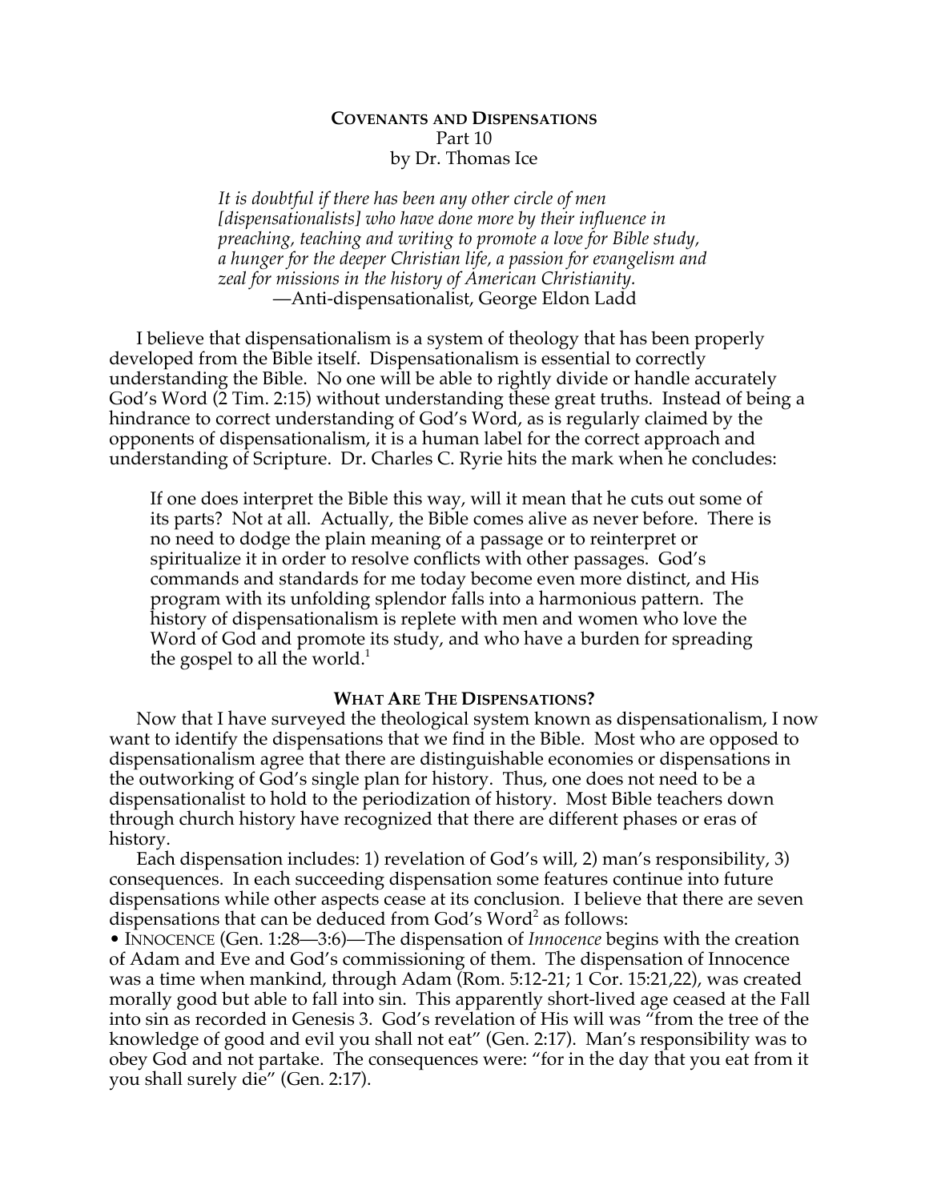# COVENANTS AND DISPENSATIONS

Part 10

by Dr. Thomas Ice

> *It is doubtful if there has been any other circle of men [dispensationalists] who have done more by their influence in preaching, teaching and writing to promote a love for Bible study, a hunger for the deeper Christian life, a passion for evangelism and zeal for missions in the history of American Christianity.*
>
> —Anti-dispensationalist, George Eldon Ladd

I believe that dispensationalism is a system of theology that has been properly developed from the Bible itself. Dispensationalism is essential to correctly understanding the Bible. No one will be able to rightly divide or handle accurately God's Word (2 Tim. 2:15) without understanding these great truths. Instead of being a hindrance to correct understanding of God's Word, as is regularly claimed by the opponents of dispensationalism, it is a human label for the correct approach and understanding of Scripture. Dr. Charles C. Ryrie hits the mark when he concludes:

> If one does interpret the Bible this way, will it mean that he cuts out some of its parts? Not at all. Actually, the Bible comes alive as never before. There is no need to dodge the plain meaning of a passage or to reinterpret or spiritualize it in order to resolve conflicts with other passages. God's commands and standards for me today become even more distinct, and His program with its unfolding splendor falls into a harmonious pattern. The history of dispensationalism is replete with men and women who love the Word of God and promote its study, and who have a burden for spreading the gospel to all the world.[1]

## WHAT ARE THE DISPENSATIONS?

Now that I have surveyed the theological system known as dispensationalism, I now want to identify the dispensations that we find in the Bible. Most who are opposed to dispensationalism agree that there are distinguishable economies or dispensations in the outworking of God's single plan for history. Thus, one does not need to be a dispensationalist to hold to the periodization of history. Most Bible teachers down through church history have recognized that there are different phases or eras of history.

Each dispensation includes: 1) revelation of God's will, 2) man's responsibility, 3) consequences. In each succeeding dispensation some features continue into future dispensations while other aspects cease at its conclusion. I believe that there are seven dispensations that can be deduced from God's Word[2] as follows:

• INNOCENCE (Gen. 1:28—3:6)—The dispensation of *Innocence* begins with the creation of Adam and Eve and God's commissioning of them. The dispensation of Innocence was a time when mankind, through Adam (Rom. 5:12-21; 1 Cor. 15:21,22), was created morally good but able to fall into sin. This apparently short-lived age ceased at the Fall into sin as recorded in Genesis 3. God's revelation of His will was "from the tree of the knowledge of good and evil you shall not eat" (Gen. 2:17). Man's responsibility was to obey God and not partake. The consequences were: "for in the day that you eat from it you shall surely die" (Gen. 2:17).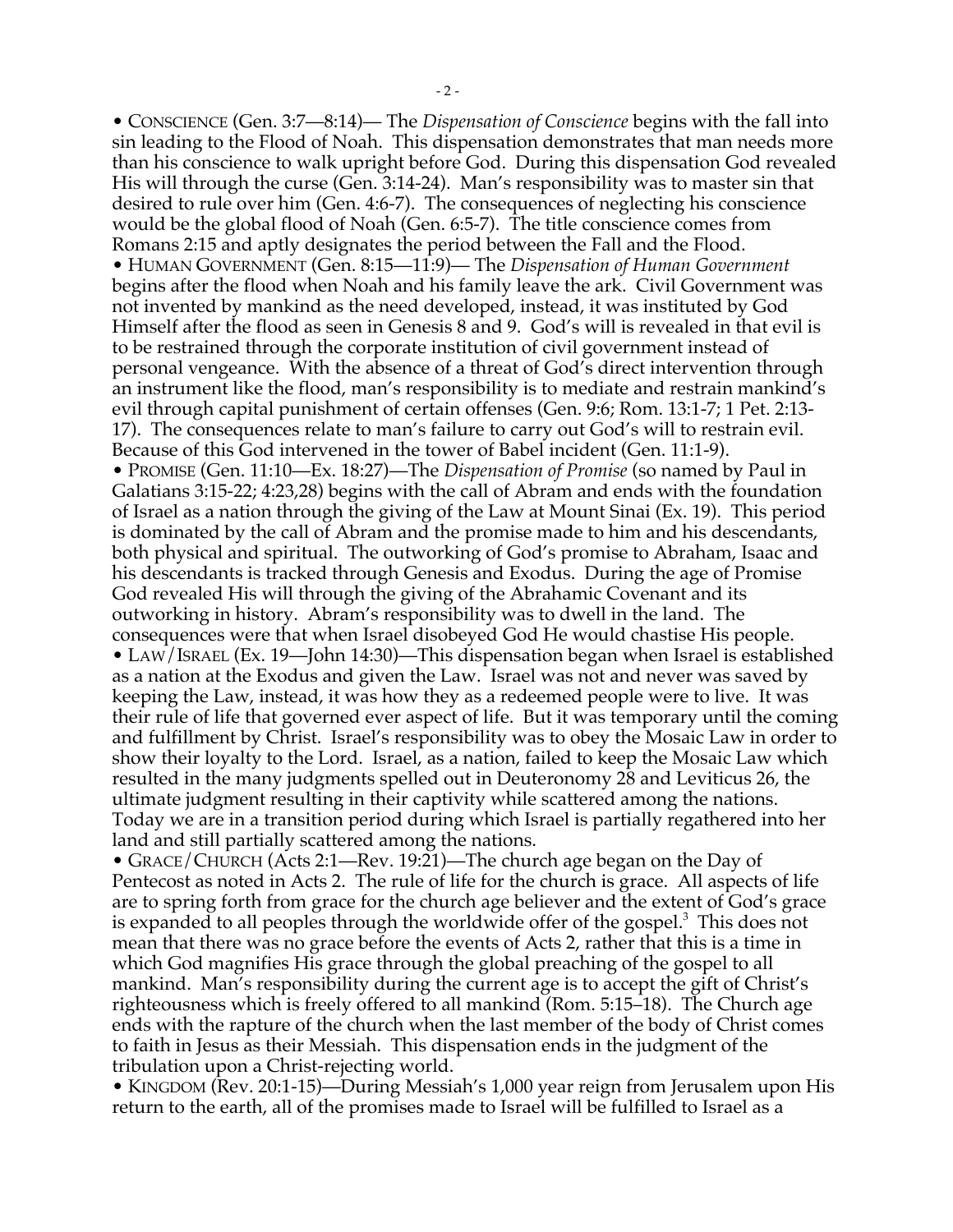• CONSCIENCE (Gen. 3:7—8:14)— The *Dispensation of Conscience* begins with the fall into sin leading to the Flood of Noah. This dispensation demonstrates that man needs more than his conscience to walk upright before God. During this dispensation God revealed His will through the curse (Gen. 3:14-24). Man's responsibility was to master sin that desired to rule over him (Gen. 4:6-7). The consequences of neglecting his conscience would be the global flood of Noah (Gen. 6:5-7). The title conscience comes from Romans 2:15 and aptly designates the period between the Fall and the Flood.

• HUMAN GOVERNMENT (Gen. 8:15—11:9)— The *Dispensation of Human Government* begins after the flood when Noah and his family leave the ark. Civil Government was not invented by mankind as the need developed, instead, it was instituted by God Himself after the flood as seen in Genesis 8 and 9. God's will is revealed in that evil is to be restrained through the corporate institution of civil government instead of personal vengeance. With the absence of a threat of God's direct intervention through an instrument like the flood, man's responsibility is to mediate and restrain mankind's evil through capital punishment of certain offenses (Gen. 9:6; Rom. 13:1-7; 1 Pet. 2:13-17). The consequences relate to man's failure to carry out God's will to restrain evil. Because of this God intervened in the tower of Babel incident (Gen. 11:1-9).

• PROMISE (Gen. 11:10—Ex. 18:27)—The *Dispensation of Promise* (so named by Paul in Galatians 3:15-22; 4:23,28) begins with the call of Abram and ends with the foundation of Israel as a nation through the giving of the Law at Mount Sinai (Ex. 19). This period is dominated by the call of Abram and the promise made to him and his descendants, both physical and spiritual. The outworking of God's promise to Abraham, Isaac and his descendants is tracked through Genesis and Exodus. During the age of Promise God revealed His will through the giving of the Abrahamic Covenant and its outworking in history. Abram's responsibility was to dwell in the land. The consequences were that when Israel disobeyed God He would chastise His people.

• LAW/ISRAEL (Ex. 19—John 14:30)—This dispensation began when Israel is established as a nation at the Exodus and given the Law. Israel was not and never was saved by keeping the Law, instead, it was how they as a redeemed people were to live. It was their rule of life that governed ever aspect of life. But it was temporary until the coming and fulfillment by Christ. Israel's responsibility was to obey the Mosaic Law in order to show their loyalty to the Lord. Israel, as a nation, failed to keep the Mosaic Law which resulted in the many judgments spelled out in Deuteronomy 28 and Leviticus 26, the ultimate judgment resulting in their captivity while scattered among the nations. Today we are in a transition period during which Israel is partially regathered into her land and still partially scattered among the nations.

• GRACE/CHURCH (Acts 2:1—Rev. 19:21)—The church age began on the Day of Pentecost as noted in Acts 2. The rule of life for the church is grace. All aspects of life are to spring forth from grace for the church age believer and the extent of God's grace is expanded to all peoples through the worldwide offer of the gospel.[3] This does not mean that there was no grace before the events of Acts 2, rather that this is a time in which God magnifies His grace through the global preaching of the gospel to all mankind. Man's responsibility during the current age is to accept the gift of Christ's righteousness which is freely offered to all mankind (Rom. 5:15–18). The Church age ends with the rapture of the church when the last member of the body of Christ comes to faith in Jesus as their Messiah. This dispensation ends in the judgment of the tribulation upon a Christ-rejecting world.

• KINGDOM (Rev. 20:1-15)—During Messiah's 1,000 year reign from Jerusalem upon His return to the earth, all of the promises made to Israel will be fulfilled to Israel as a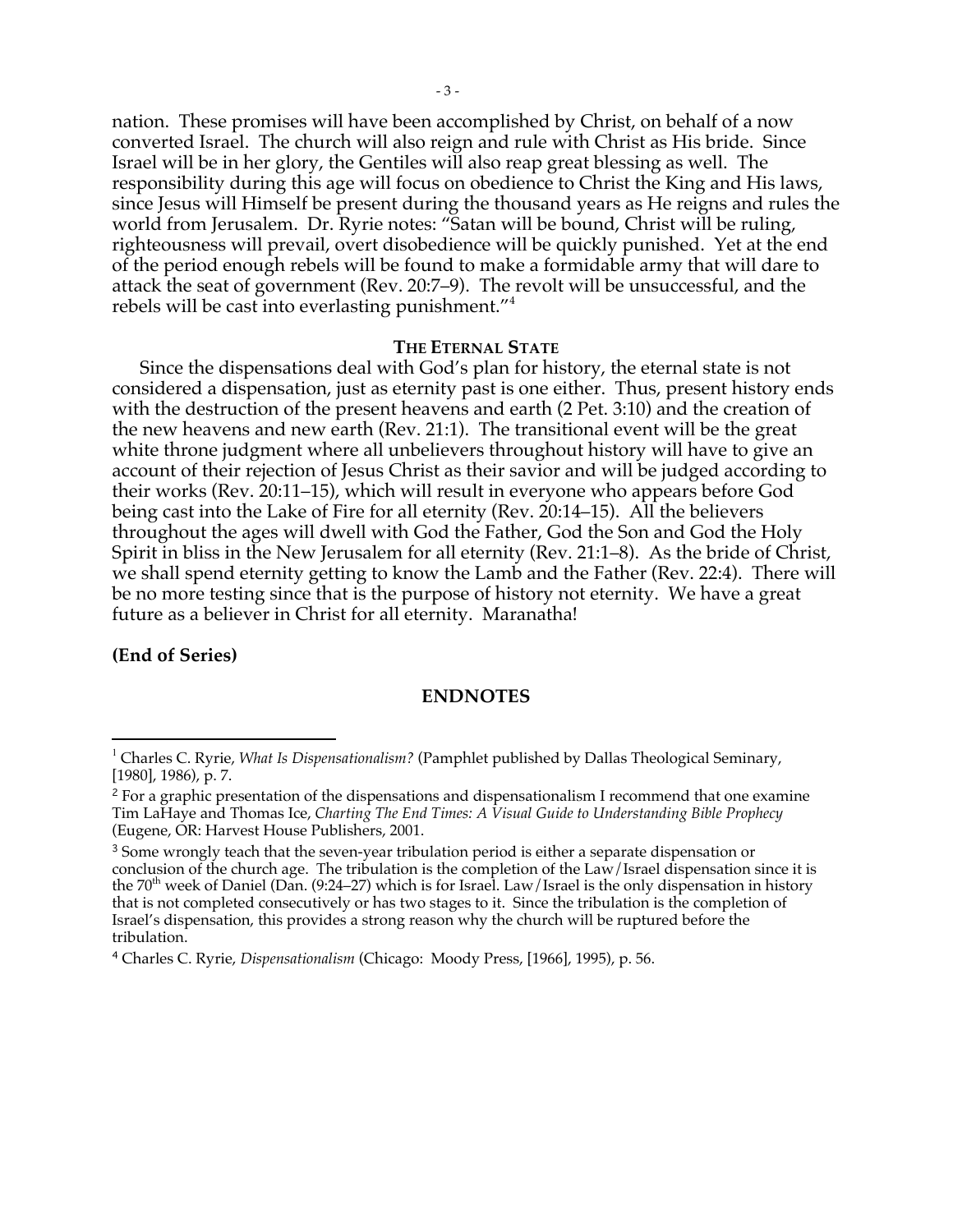nation. These promises will have been accomplished by Christ, on behalf of a now converted Israel. The church will also reign and rule with Christ as His bride. Since Israel will be in her glory, the Gentiles will also reap great blessing as well. The responsibility during this age will focus on obedience to Christ the King and His laws, since Jesus will Himself be present during the thousand years as He reigns and rules the world from Jerusalem. Dr. Ryrie notes: "Satan will be bound, Christ will be ruling, righteousness will prevail, overt disobedience will be quickly punished. Yet at the end of the period enough rebels will be found to make a formidable army that will dare to attack the seat of government (Rev. 20:7–9). The revolt will be unsuccessful, and the rebels will be cast into everlasting punishment."[4]

**THE ETERNAL STATE**

Since the dispensations deal with God's plan for history, the eternal state is not considered a dispensation, just as eternity past is one either. Thus, present history ends with the destruction of the present heavens and earth (2 Pet. 3:10) and the creation of the new heavens and new earth (Rev. 21:1). The transitional event will be the great white throne judgment where all unbelievers throughout history will have to give an account of their rejection of Jesus Christ as their savior and will be judged according to their works (Rev. 20:11–15), which will result in everyone who appears before God being cast into the Lake of Fire for all eternity (Rev. 20:14–15). All the believers throughout the ages will dwell with God the Father, God the Son and God the Holy Spirit in bliss in the New Jerusalem for all eternity (Rev. 21:1–8). As the bride of Christ, we shall spend eternity getting to know the Lamb and the Father (Rev. 22:4). There will be no more testing since that is the purpose of history not eternity. We have a great future as a believer in Christ for all eternity. Maranatha!

**(End of Series)**

## ENDNOTES

[1] Charles C. Ryrie, *What Is Dispensationalism?* (Pamphlet published by Dallas Theological Seminary, [1980], 1986), p. 7.

[2] For a graphic presentation of the dispensations and dispensationalism I recommend that one examine Tim LaHaye and Thomas Ice, *Charting The End Times: A Visual Guide to Understanding Bible Prophecy* (Eugene, OR: Harvest House Publishers, 2001.

[3] Some wrongly teach that the seven-year tribulation period is either a separate dispensation or conclusion of the church age. The tribulation is the completion of the Law/Israel dispensation since it is the 70th week of Daniel (Dan. (9:24–27) which is for Israel. Law/Israel is the only dispensation in history that is not completed consecutively or has two stages to it. Since the tribulation is the completion of Israel's dispensation, this provides a strong reason why the church will be ruptured before the tribulation.

[4] Charles C. Ryrie, *Dispensationalism* (Chicago: Moody Press, [1966], 1995), p. 56.